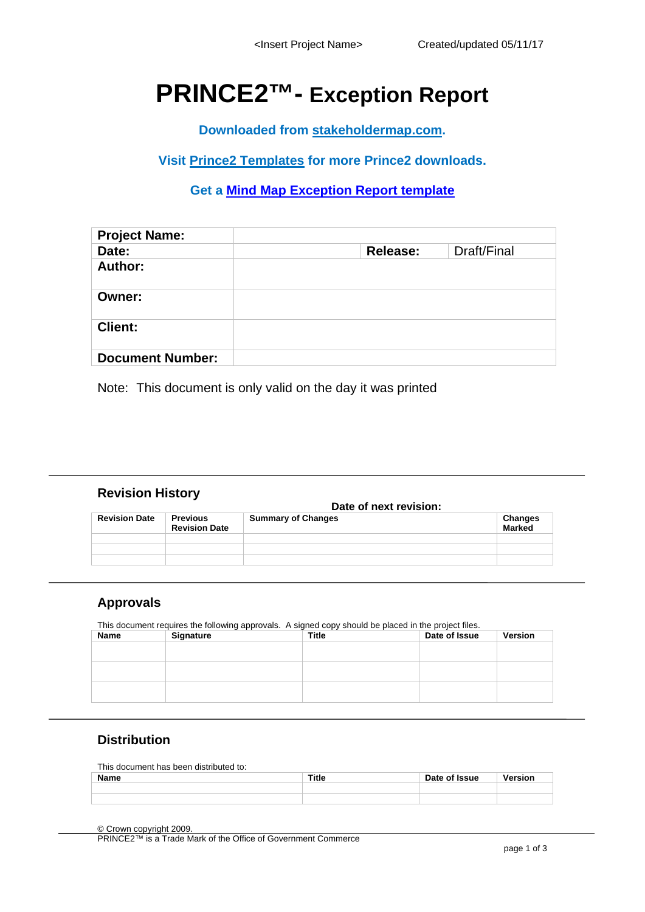# PRINCE2™- Exception Report

**Downloaded from [stakeholdermap.com](stakeholdermap.com).**

**Visit [Prince2 Templates](Prince2 Templates) for more Prince2 downloads.**

**Get a [Mind Map Exception Report template](Mind Map Exception Report template)**

| **Project Name:** | | | |
|---|---|---|---|
| **Date:** | | **Release:** | Draft/Final |
| **Author:** | | | |
| **Owner:** | | | |
| **Client:** | | | |
| **Document Number:** | | | |

Note: This document is only valid on the day it was printed

## Revision History

**Date of next revision:**

| Revision Date | Previous Revision Date | Summary of Changes | Changes Marked |
|---|---|---|---|
| | | | |
| | | | |
| | | | |

## Approvals

This document requires the following approvals. A signed copy should be placed in the project files.

| Name | Signature | Title | Date of Issue | Version |
|---|---|---|---|---|
| | | | | |
| | | | | |
| | | | | |

## Distribution

This document has been distributed to:

| Name | Title | Date of Issue | Version |
|---|---|---|---|
| | | | |
| | | | |

© Crown copyright 2009.
PRINCE2™ is a Trade Mark of the Office of Government Commerce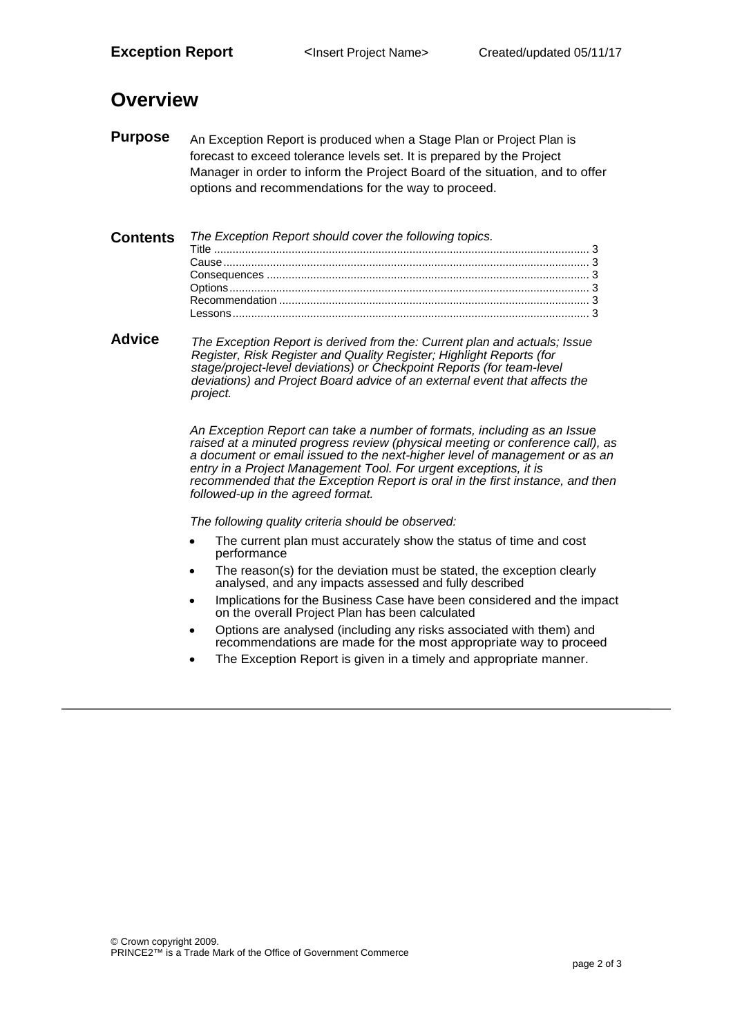# Overview

**Purpose**

An Exception Report is produced when a Stage Plan or Project Plan is forecast to exceed tolerance levels set. It is prepared by the Project Manager in order to inform the Project Board of the situation, and to offer options and recommendations for the way to proceed.

**Contents**

*The Exception Report should cover the following topics.*

Title ........................................................................................................ 3
Cause ...................................................................................................... 3
Consequences ........................................................................................ 3
Options .................................................................................................... 3
Recommendation .................................................................................... 3
Lessons ................................................................................................... 3

**Advice**

*The Exception Report is derived from the: Current plan and actuals; Issue Register, Risk Register and Quality Register; Highlight Reports (for stage/project-level deviations) or Checkpoint Reports (for team-level deviations) and Project Board advice of an external event that affects the project.*

*An Exception Report can take a number of formats, including as an Issue raised at a minuted progress review (physical meeting or conference call), as a document or email issued to the next-higher level of management or as an entry in a Project Management Tool. For urgent exceptions, it is recommended that the Exception Report is oral in the first instance, and then followed-up in the agreed format.*

*The following quality criteria should be observed:*

- The current plan must accurately show the status of time and cost performance
- The reason(s) for the deviation must be stated, the exception clearly analysed, and any impacts assessed and fully described
- Implications for the Business Case have been considered and the impact on the overall Project Plan has been calculated
- Options are analysed (including any risks associated with them) and recommendations are made for the most appropriate way to proceed
- The Exception Report is given in a timely and appropriate manner.

© Crown copyright 2009.
PRINCE2™ is a Trade Mark of the Office of Government Commerce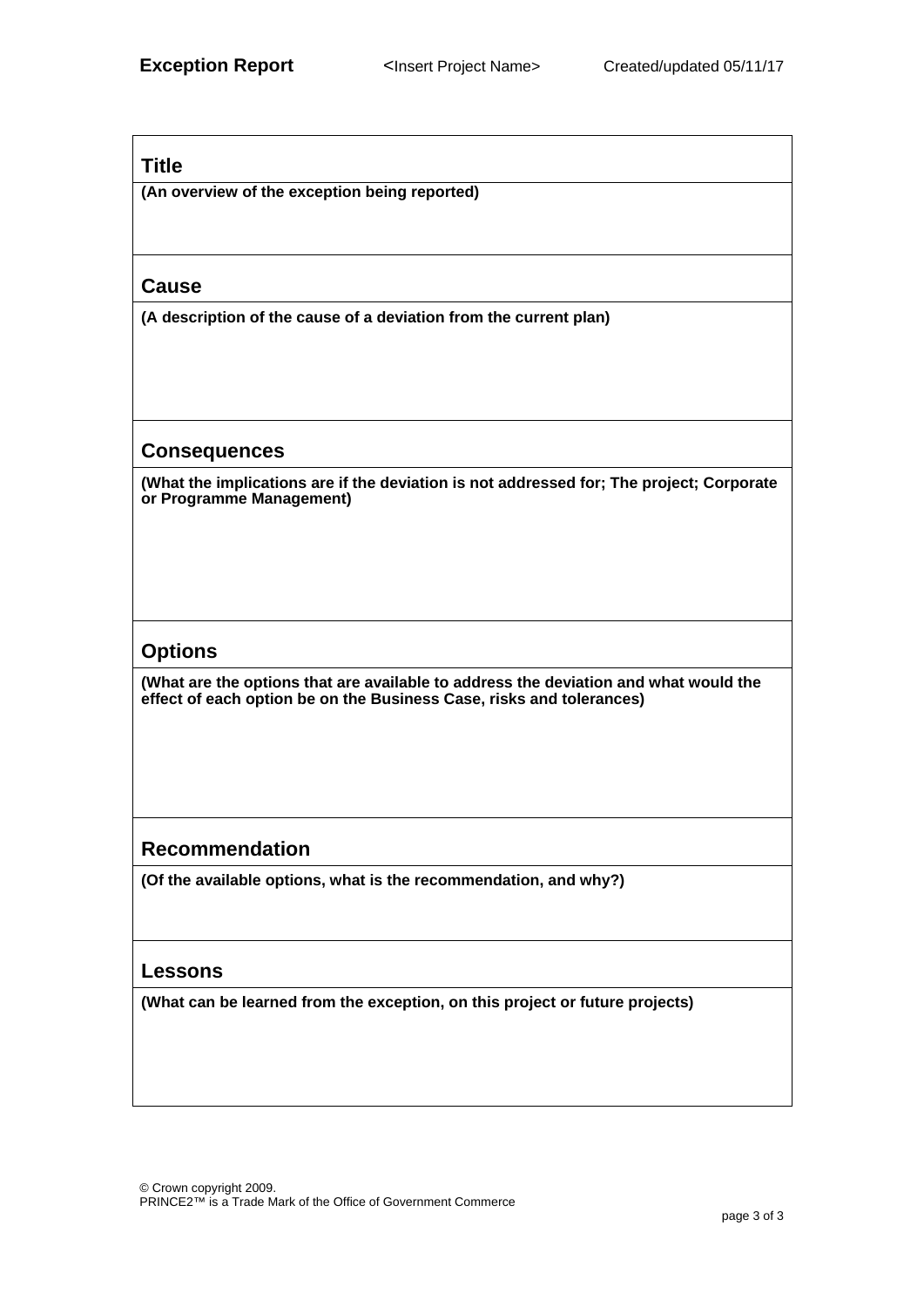## Title

**(An overview of the exception being reported)**

## Cause

**(A description of the cause of a deviation from the current plan)**

## Consequences

**(What the implications are if the deviation is not addressed for; The project; Corporate or Programme Management)**

## Options

**(What are the options that are available to address the deviation and what would the effect of each option be on the Business Case, risks and tolerances)**

## Recommendation

**(Of the available options, what is the recommendation, and why?)**

## Lessons

**(What can be learned from the exception, on this project or future projects)**

© Crown copyright 2009.
PRINCE2™ is a Trade Mark of the Office of Government Commerce